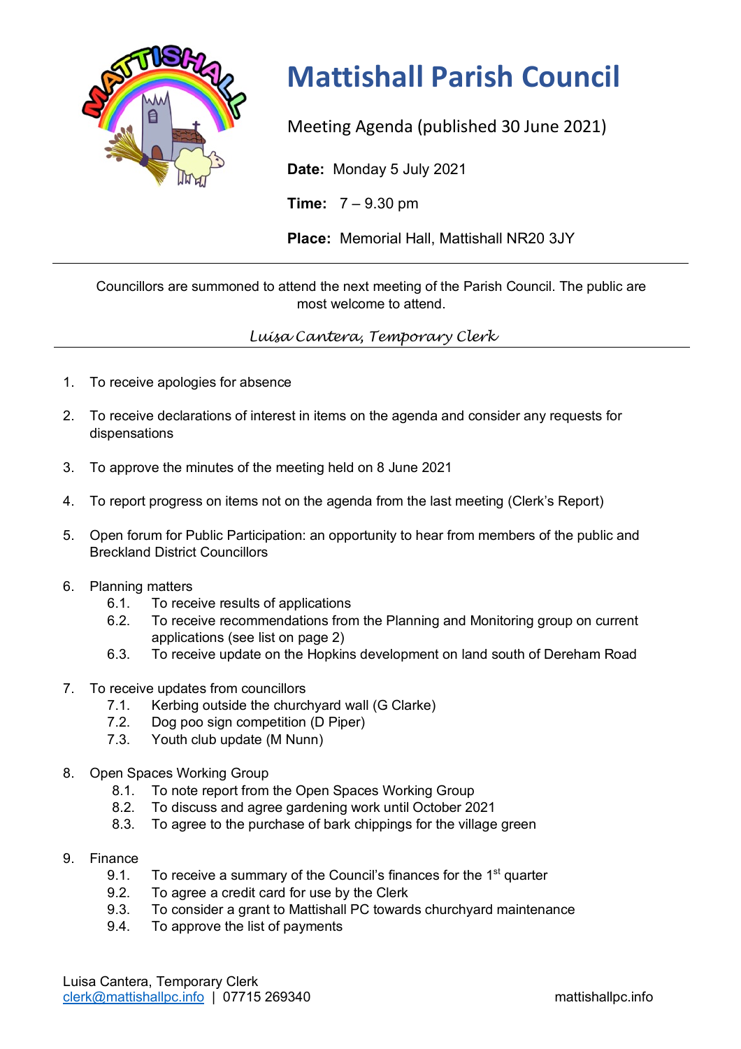# Mattishall Parish Council

Meeting Agenda (published 30 June 2021)

**Date:** Monday 5 July 2021

**Time:** 7 – 9.30 pm

**Place:** Memorial Hall, Mattishall NR20 3JY

---

Councillors are summoned to attend the next meeting of the Parish Council. The public are most welcome to attend.

*Luisa Cantera, Temporary Clerk*

---

1. To receive apologies for absence

2. To receive declarations of interest in items on the agenda and consider any requests for dispensations

3. To approve the minutes of the meeting held on 8 June 2021

4. To report progress on items not on the agenda from the last meeting (Clerk's Report)

5. Open forum for Public Participation: an opportunity to hear from members of the public and Breckland District Councillors

6. Planning matters
   - 6.1. To receive results of applications
   - 6.2. To receive recommendations from the Planning and Monitoring group on current applications (see list on page 2)
   - 6.3. To receive update on the Hopkins development on land south of Dereham Road

7. To receive updates from councillors
   - 7.1. Kerbing outside the churchyard wall (G Clarke)
   - 7.2. Dog poo sign competition (D Piper)
   - 7.3. Youth club update (M Nunn)

8. Open Spaces Working Group
   - 8.1. To note report from the Open Spaces Working Group
   - 8.2. To discuss and agree gardening work until October 2021
   - 8.3. To agree to the purchase of bark chippings for the village green

9. Finance
   - 9.1. To receive a summary of the Council's finances for the 1st quarter
   - 9.2. To agree a credit card for use by the Clerk
   - 9.3. To consider a grant to Mattishall PC towards churchyard maintenance
   - 9.4. To approve the list of payments

Luisa Cantera, Temporary Clerk
clerk@mattishallpc.info | 07715 269340 mattishallpc.info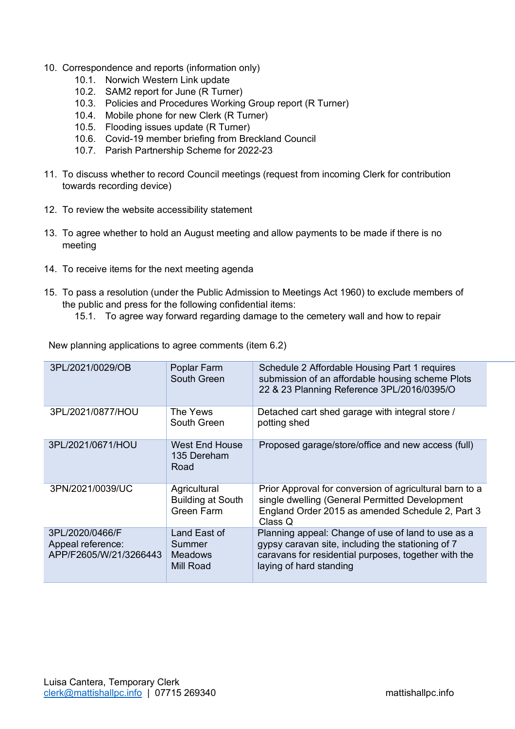10. Correspondence and reports (information only)
    10.1. Norwich Western Link update
    10.2. SAM2 report for June (R Turner)
    10.3. Policies and Procedures Working Group report (R Turner)
    10.4. Mobile phone for new Clerk (R Turner)
    10.5. Flooding issues update (R Turner)
    10.6. Covid-19 member briefing from Breckland Council
    10.7. Parish Partnership Scheme for 2022-23

11. To discuss whether to record Council meetings (request from incoming Clerk for contribution towards recording device)

12. To review the website accessibility statement

13. To agree whether to hold an August meeting and allow payments to be made if there is no meeting

14. To receive items for the next meeting agenda

15. To pass a resolution (under the Public Admission to Meetings Act 1960) to exclude members of the public and press for the following confidential items:
    15.1. To agree way forward regarding damage to the cemetery wall and how to repair

New planning applications to agree comments (item 6.2)

| | | |
|---|---|---|
| 3PL/2021/0029/OB | Poplar Farm South Green | Schedule 2 Affordable Housing Part 1 requires submission of an affordable housing scheme Plots 22 & 23 Planning Reference 3PL/2016/0395/O |
| 3PL/2021/0877/HOU | The Yews South Green | Detached cart shed garage with integral store / potting shed |
| 3PL/2021/0671/HOU | West End House 135 Dereham Road | Proposed garage/store/office and new access (full) |
| 3PN/2021/0039/UC | Agricultural Building at South Green Farm | Prior Approval for conversion of agricultural barn to a single dwelling (General Permitted Development England Order 2015 as amended Schedule 2, Part 3 Class Q |
| 3PL/2020/0466/F Appeal reference: APP/F2605/W/21/3266443 | Land East of Summer Meadows Mill Road | Planning appeal: Change of use of land to use as a gypsy caravan site, including the stationing of 7 caravans for residential purposes, together with the laying of hard standing |

Luisa Cantera, Temporary Clerk
clerk@mattishallpc.info | 07715 269340 mattishallpc.info